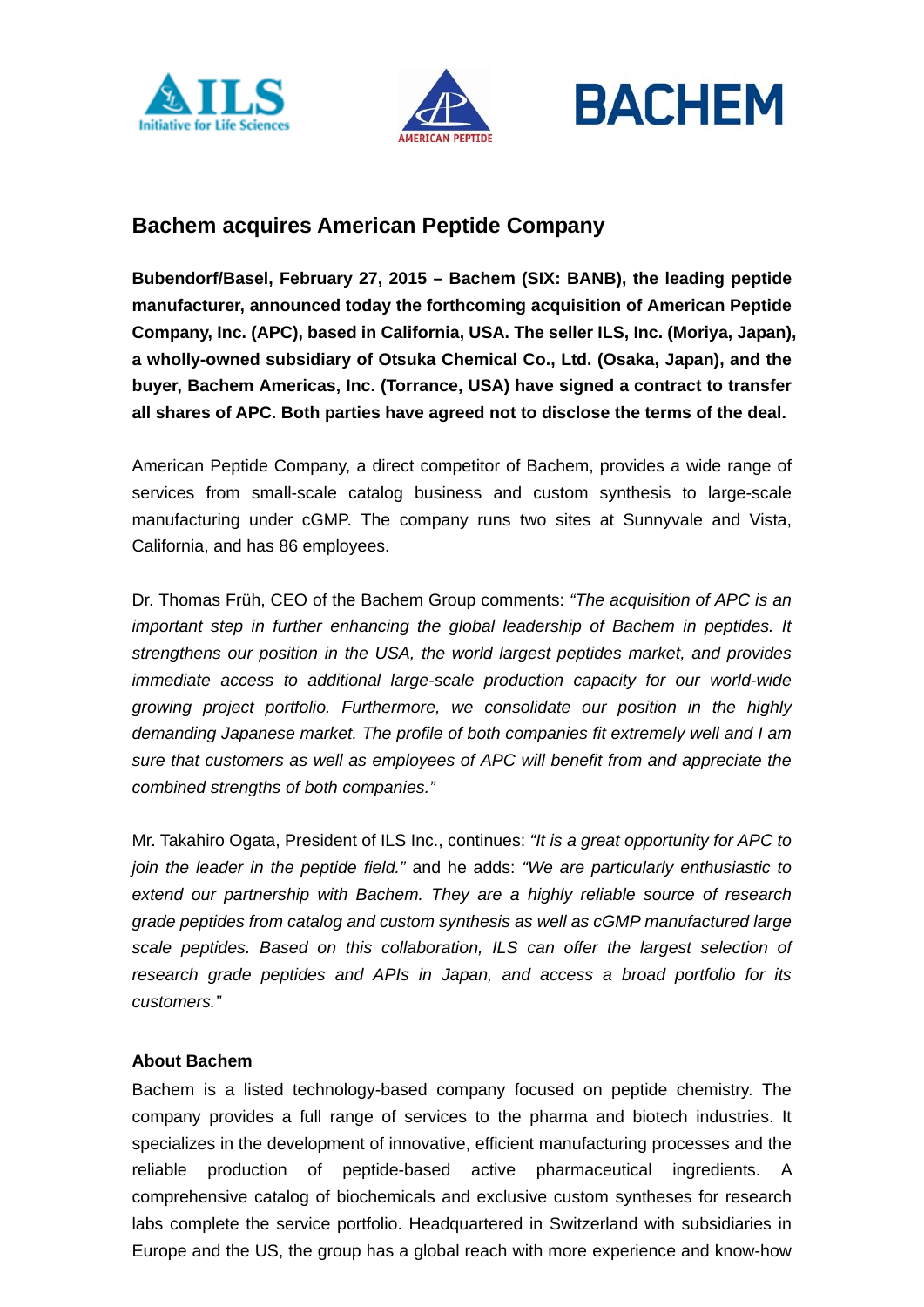## Bachem acquires American Peptide Company

**Bubendorf/Basel, February 27, 2015 – Bachem (SIX: BANB), the leading peptide manufacturer, announced today the forthcoming acquisition of American Peptide Company, Inc. (APC), based in California, USA. The seller ILS, Inc. (Moriya, Japan), a wholly-owned subsidiary of Otsuka Chemical Co., Ltd. (Osaka, Japan), and the buyer, Bachem Americas, Inc. (Torrance, USA) have signed a contract to transfer all shares of APC. Both parties have agreed not to disclose the terms of the deal.**

American Peptide Company, a direct competitor of Bachem, provides a wide range of services from small-scale catalog business and custom synthesis to large-scale manufacturing under cGMP. The company runs two sites at Sunnyvale and Vista, California, and has 86 employees.

Dr. Thomas Früh, CEO of the Bachem Group comments: *"The acquisition of APC is an important step in further enhancing the global leadership of Bachem in peptides. It strengthens our position in the USA, the world largest peptides market, and provides immediate access to additional large-scale production capacity for our world-wide growing project portfolio. Furthermore, we consolidate our position in the highly demanding Japanese market. The profile of both companies fit extremely well and I am sure that customers as well as employees of APC will benefit from and appreciate the combined strengths of both companies."*

Mr. Takahiro Ogata, President of ILS Inc., continues: *"It is a great opportunity for APC to join the leader in the peptide field."* and he adds: *"We are particularly enthusiastic to extend our partnership with Bachem. They are a highly reliable source of research grade peptides from catalog and custom synthesis as well as cGMP manufactured large scale peptides. Based on this collaboration, ILS can offer the largest selection of research grade peptides and APIs in Japan, and access a broad portfolio for its customers."*

**About Bachem**

Bachem is a listed technology-based company focused on peptide chemistry. The company provides a full range of services to the pharma and biotech industries. It specializes in the development of innovative, efficient manufacturing processes and the reliable production of peptide-based active pharmaceutical ingredients. A comprehensive catalog of biochemicals and exclusive custom syntheses for research labs complete the service portfolio. Headquartered in Switzerland with subsidiaries in Europe and the US, the group has a global reach with more experience and know-how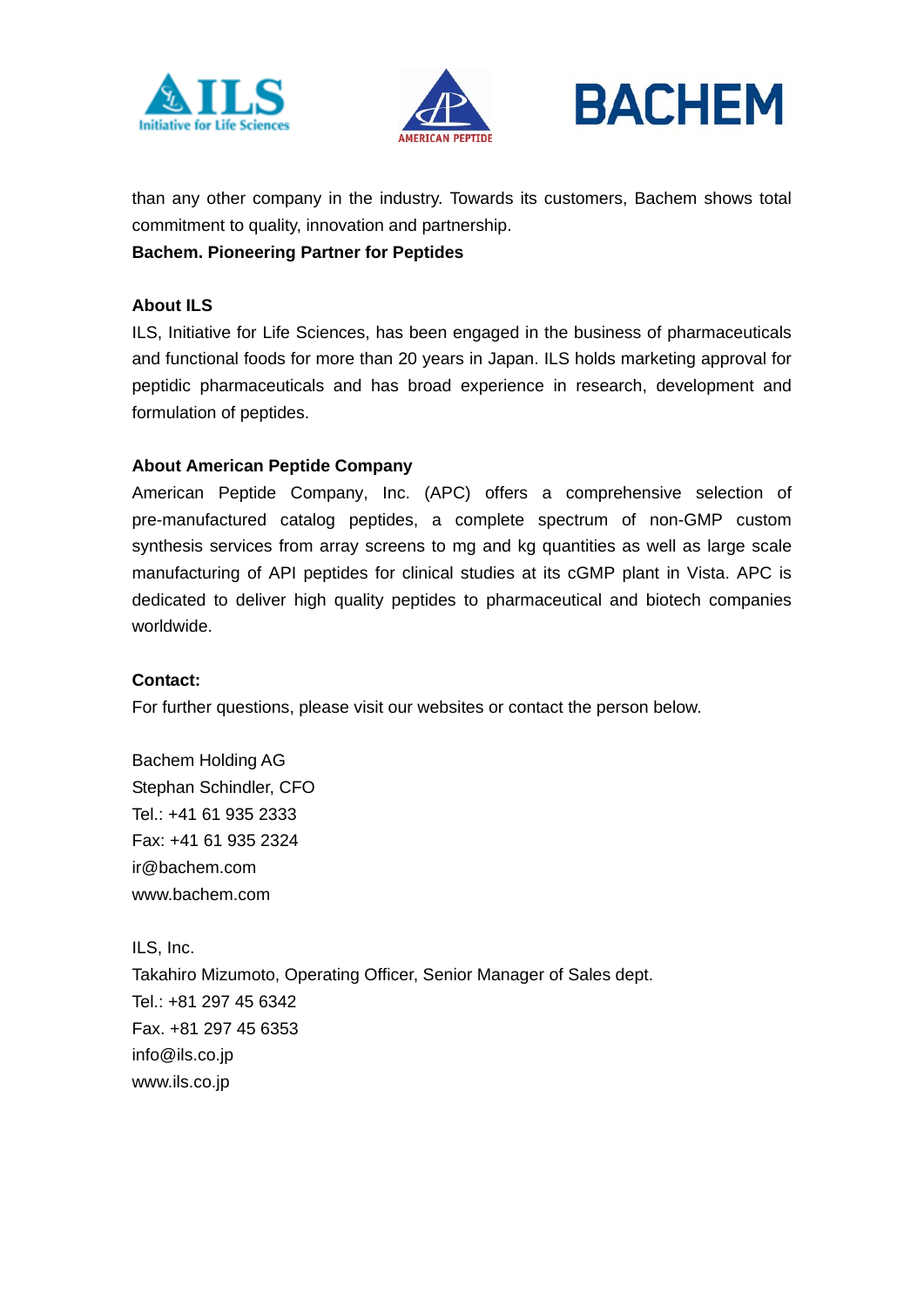than any other company in the industry. Towards its customers, Bachem shows total commitment to quality, innovation and partnership.

**Bachem. Pioneering Partner for Peptides**

**About ILS**

ILS, Initiative for Life Sciences, has been engaged in the business of pharmaceuticals and functional foods for more than 20 years in Japan. ILS holds marketing approval for peptidic pharmaceuticals and has broad experience in research, development and formulation of peptides.

**About American Peptide Company**

American Peptide Company, Inc. (APC) offers a comprehensive selection of pre-manufactured catalog peptides, a complete spectrum of non-GMP custom synthesis services from array screens to mg and kg quantities as well as large scale manufacturing of API peptides for clinical studies at its cGMP plant in Vista. APC is dedicated to deliver high quality peptides to pharmaceutical and biotech companies worldwide.

**Contact:**

For further questions, please visit our websites or contact the person below.

Bachem Holding AG
Stephan Schindler, CFO
Tel.: +41 61 935 2333
Fax: +41 61 935 2324
ir@bachem.com
www.bachem.com

ILS, Inc.
Takahiro Mizumoto, Operating Officer, Senior Manager of Sales dept.
Tel.: +81 297 45 6342
Fax. +81 297 45 6353
info@ils.co.jp
www.ils.co.jp